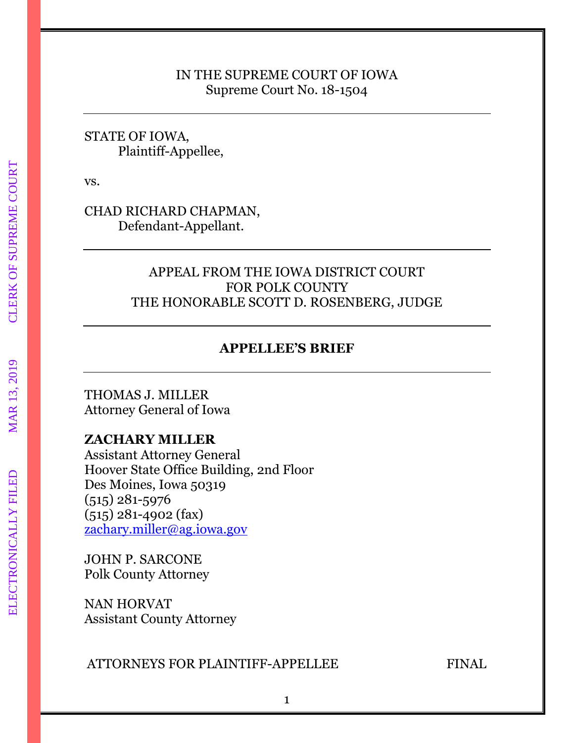IN THE SUPREME COURT OF IOWA
Supreme Court No. 18-1504

---

STATE OF IOWA,
Plaintiff-Appellee,

vs.

CHAD RICHARD CHAPMAN,
Defendant-Appellant.

---

APPEAL FROM THE IOWA DISTRICT COURT
FOR POLK COUNTY
THE HONORABLE SCOTT D. ROSENBERG, JUDGE

---

**APPELLEE'S BRIEF**

---

THOMAS J. MILLER
Attorney General of Iowa

**ZACHARY MILLER**
Assistant Attorney General
Hoover State Office Building, 2nd Floor
Des Moines, Iowa 50319
(515) 281-5976
(515) 281-4902 (fax)
zachary.miller@ag.iowa.gov

JOHN P. SARCONE
Polk County Attorney

NAN HORVAT
Assistant County Attorney

ATTORNEYS FOR PLAINTIFF-APPELLEE FINAL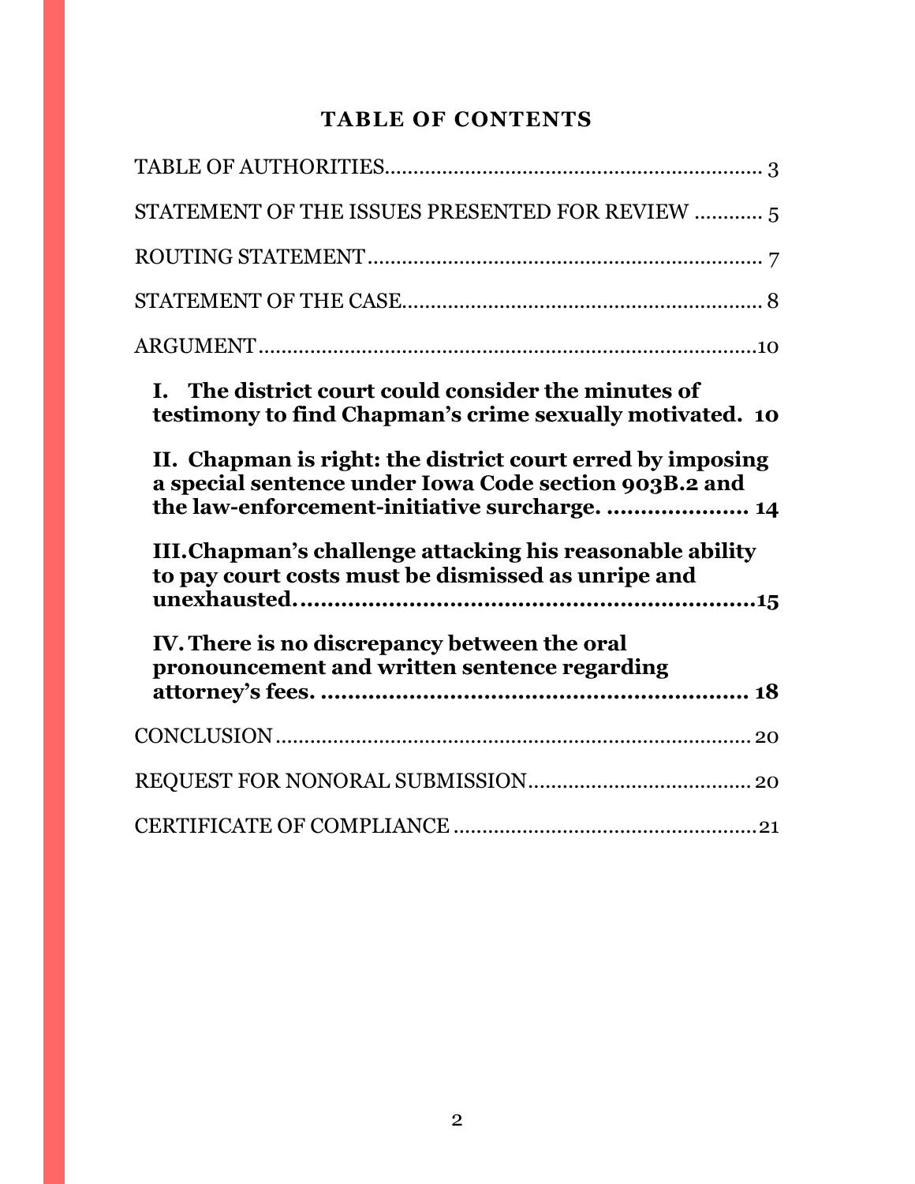# TABLE OF CONTENTS

TABLE OF AUTHORITIES.................................................................. 3

STATEMENT OF THE ISSUES PRESENTED FOR REVIEW ............ 5

ROUTING STATEMENT..................................................................... 7

STATEMENT OF THE CASE............................................................... 8

ARGUMENT........................................................................................10

**I. The district court could consider the minutes of testimony to find Chapman's crime sexually motivated. 10**

**II. Chapman is right: the district court erred by imposing a special sentence under Iowa Code section 903B.2 and the law-enforcement-initiative surcharge. .................... 14**

**III. Chapman's challenge attacking his reasonable ability to pay court costs must be dismissed as unripe and unexhausted....................................................................15**

**IV. There is no discrepancy between the oral pronouncement and written sentence regarding attorney's fees. ............................................................... 18**

CONCLUSION.................................................................................... 20

REQUEST FOR NONORAL SUBMISSION....................................... 20

CERTIFICATE OF COMPLIANCE .....................................................21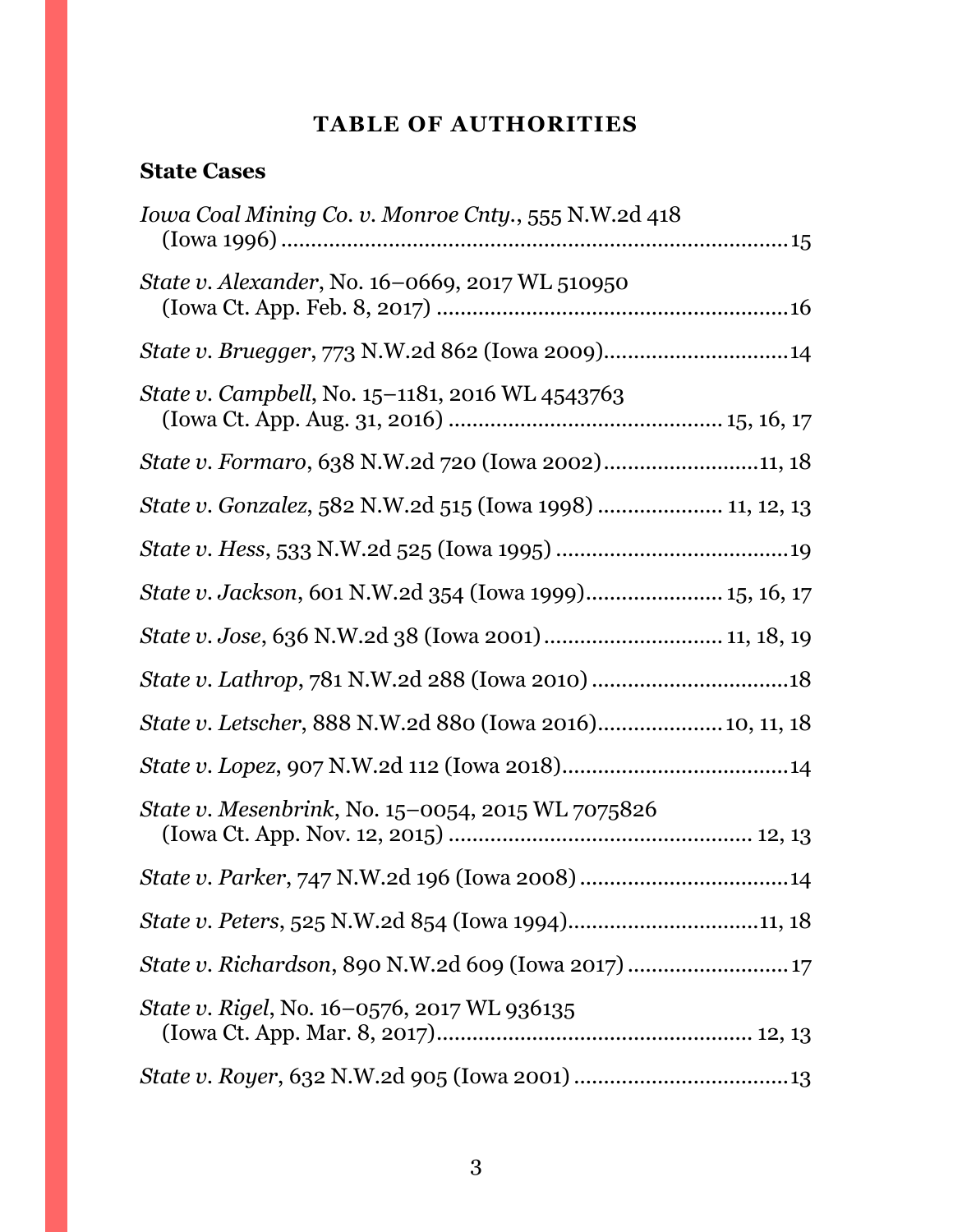# TABLE OF AUTHORITIES

## State Cases

*Iowa Coal Mining Co. v. Monroe Cnty.*, 555 N.W.2d 418 (Iowa 1996) ....................................................................... 15

*State v. Alexander*, No. 16–0669, 2017 WL 510950 (Iowa Ct. App. Feb. 8, 2017) ........................................................ 16

*State v. Bruegger*, 773 N.W.2d 862 (Iowa 2009)............................... 14

*State v. Campbell*, No. 15–1181, 2016 WL 4543763 (Iowa Ct. App. Aug. 31, 2016) ........................................... 15, 16, 17

*State v. Formaro*, 638 N.W.2d 720 (Iowa 2002).......................... 11, 18

*State v. Gonzalez,* 582 N.W.2d 515 (Iowa 1998) .................... 11, 12, 13

*State v. Hess*, 533 N.W.2d 525 (Iowa 1995) ....................................... 19

*State v. Jackson*, 601 N.W.2d 354 (Iowa 1999)...................... 15, 16, 17

*State v. Jose*, 636 N.W.2d 38 (Iowa 2001)............................. 11, 18, 19

*State v. Lathrop*, 781 N.W.2d 288 (Iowa 2010) ................................. 18

*State v. Letscher*, 888 N.W.2d 880 (Iowa 2016).................... 10, 11, 18

*State v. Lopez*, 907 N.W.2d 112 (Iowa 2018)...................................... 14

*State v. Mesenbrink*, No. 15–0054, 2015 WL 7075826 (Iowa Ct. App. Nov. 12, 2015) .................................................. 12, 13

*State v. Parker*, 747 N.W.2d 196 (Iowa 2008) .................................. 14

*State v. Peters*, 525 N.W.2d 854 (Iowa 1994)............................... 11, 18

*State v. Richardson*, 890 N.W.2d 609 (Iowa 2017) ........................... 17

*State v. Rigel*, No. 16–0576, 2017 WL 936135 (Iowa Ct. App. Mar. 8, 2017).................................................... 12, 13

*State v. Royer*, 632 N.W.2d 905 (Iowa 2001) ................................... 13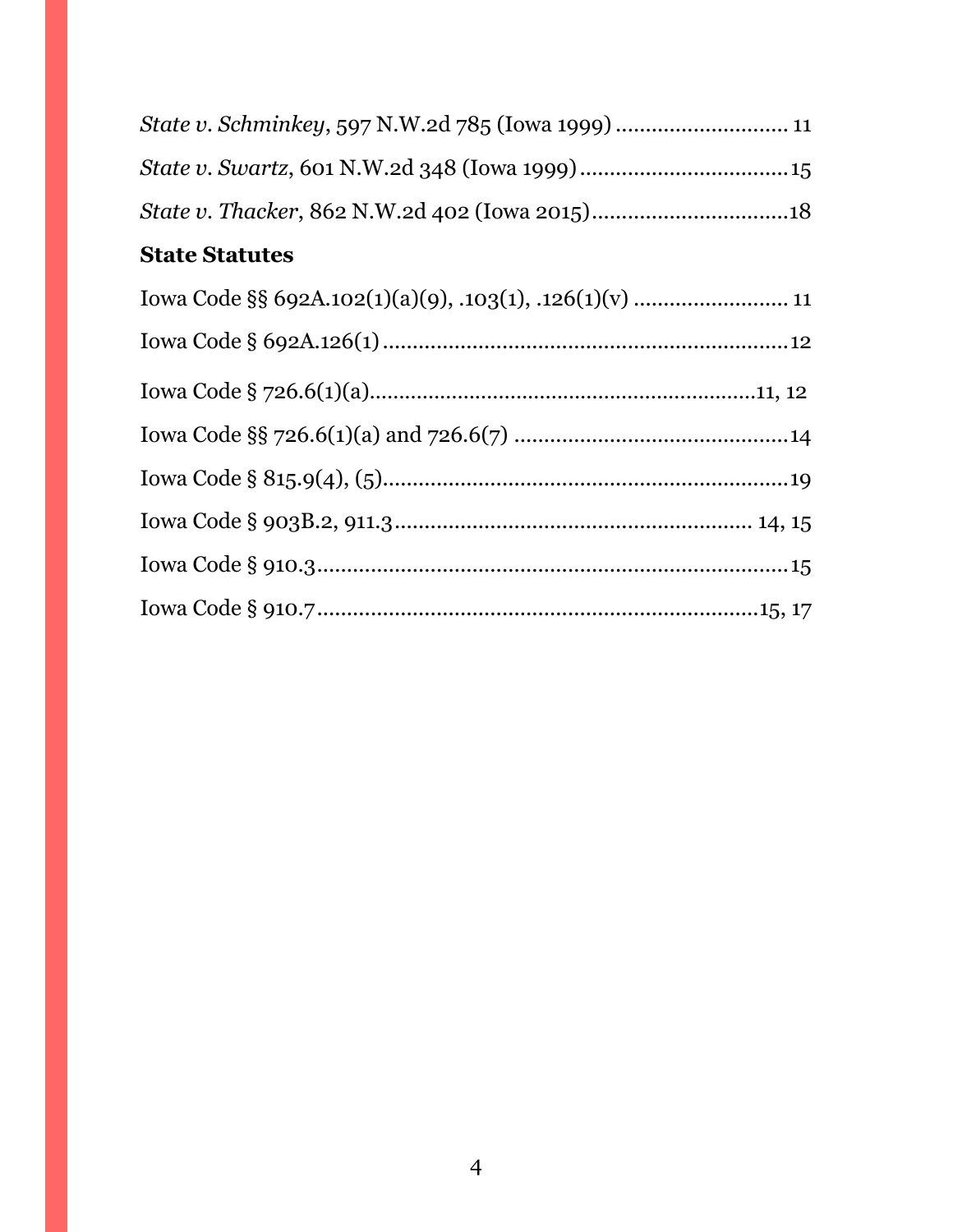*State v. Schminkey*, 597 N.W.2d 785 (Iowa 1999) ............................ 11

*State v. Swartz*, 601 N.W.2d 348 (Iowa 1999) ..................................15

*State v. Thacker*, 862 N.W.2d 402 (Iowa 2015) ................................18

**State Statutes**

Iowa Code §§ 692A.102(1)(a)(9), .103(1), .126(1)(v) ......................... 11

Iowa Code § 692A.126(1) ....................................................................12

Iowa Code § 726.6(1)(a) ..................................................................11, 12

Iowa Code §§ 726.6(1)(a) and 726.6(7) ..............................................14

Iowa Code § 815.9(4), (5) ....................................................................19

Iowa Code § 903B.2, 911.3 ............................................................ 14, 15

Iowa Code § 910.3 ...............................................................................15

Iowa Code § 910.7 .........................................................................15, 17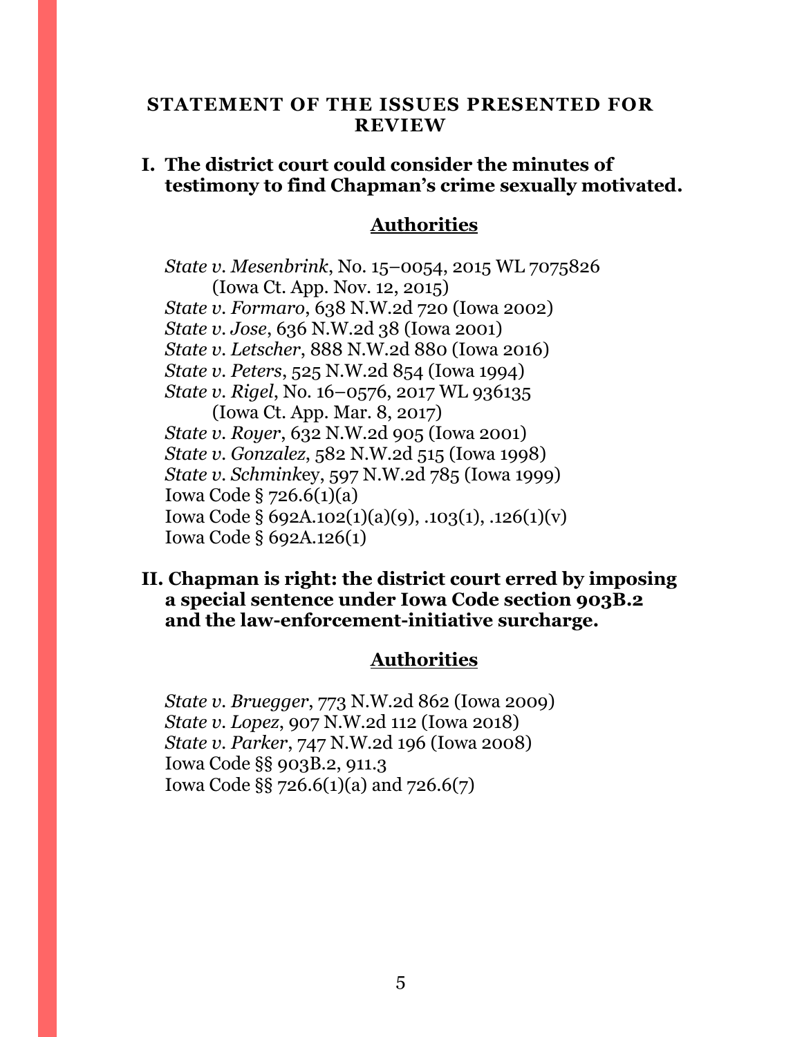## STATEMENT OF THE ISSUES PRESENTED FOR REVIEW

### I. The district court could consider the minutes of testimony to find Chapman's crime sexually motivated.

**Authorities**

*State v. Mesenbrink*, No. 15–0054, 2015 WL 7075826 (Iowa Ct. App. Nov. 12, 2015)
*State v. Formaro*, 638 N.W.2d 720 (Iowa 2002)
*State v. Jose*, 636 N.W.2d 38 (Iowa 2001)
*State v. Letscher*, 888 N.W.2d 880 (Iowa 2016)
*State v. Peters*, 525 N.W.2d 854 (Iowa 1994)
*State v. Rigel*, No. 16–0576, 2017 WL 936135 (Iowa Ct. App. Mar. 8, 2017)
*State v. Royer*, 632 N.W.2d 905 (Iowa 2001)
*State v. Gonzalez*, 582 N.W.2d 515 (Iowa 1998)
*State v. Schminkey*, 597 N.W.2d 785 (Iowa 1999)
Iowa Code § 726.6(1)(a)
Iowa Code § 692A.102(1)(a)(9), .103(1), .126(1)(v)
Iowa Code § 692A.126(1)

### II. Chapman is right: the district court erred by imposing a special sentence under Iowa Code section 903B.2 and the law-enforcement-initiative surcharge.

**Authorities**

*State v. Bruegger*, 773 N.W.2d 862 (Iowa 2009)
*State v. Lopez*, 907 N.W.2d 112 (Iowa 2018)
*State v. Parker*, 747 N.W.2d 196 (Iowa 2008)
Iowa Code §§ 903B.2, 911.3
Iowa Code §§ 726.6(1)(a) and 726.6(7)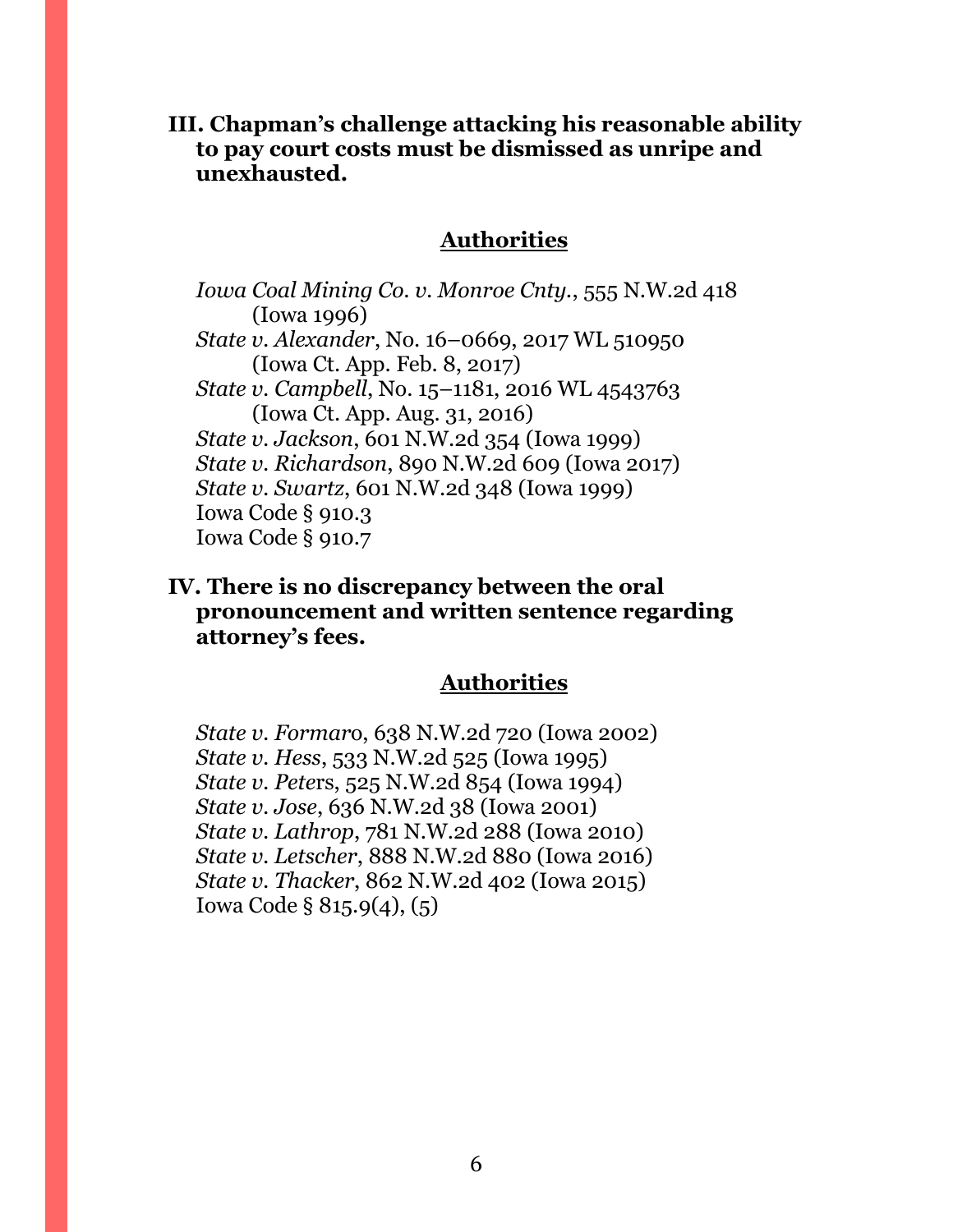## III. Chapman's challenge attacking his reasonable ability to pay court costs must be dismissed as unripe and unexhausted.

### Authorities

*Iowa Coal Mining Co. v. Monroe Cnty.*, 555 N.W.2d 418 (Iowa 1996)
*State v. Alexander*, No. 16–0669, 2017 WL 510950 (Iowa Ct. App. Feb. 8, 2017)
*State v. Campbell*, No. 15–1181, 2016 WL 4543763 (Iowa Ct. App. Aug. 31, 2016)
*State v. Jackson*, 601 N.W.2d 354 (Iowa 1999)
*State v. Richardson*, 890 N.W.2d 609 (Iowa 2017)
*State v. Swartz*, 601 N.W.2d 348 (Iowa 1999)
Iowa Code § 910.3
Iowa Code § 910.7

## IV. There is no discrepancy between the oral pronouncement and written sentence regarding attorney's fees.

### Authorities

*State v. Formaro*, 638 N.W.2d 720 (Iowa 2002)
*State v. Hess*, 533 N.W.2d 525 (Iowa 1995)
*State v. Peters*, 525 N.W.2d 854 (Iowa 1994)
*State v. Jose*, 636 N.W.2d 38 (Iowa 2001)
*State v. Lathrop*, 781 N.W.2d 288 (Iowa 2010)
*State v. Letscher*, 888 N.W.2d 880 (Iowa 2016)
*State v. Thacker*, 862 N.W.2d 402 (Iowa 2015)
Iowa Code § 815.9(4), (5)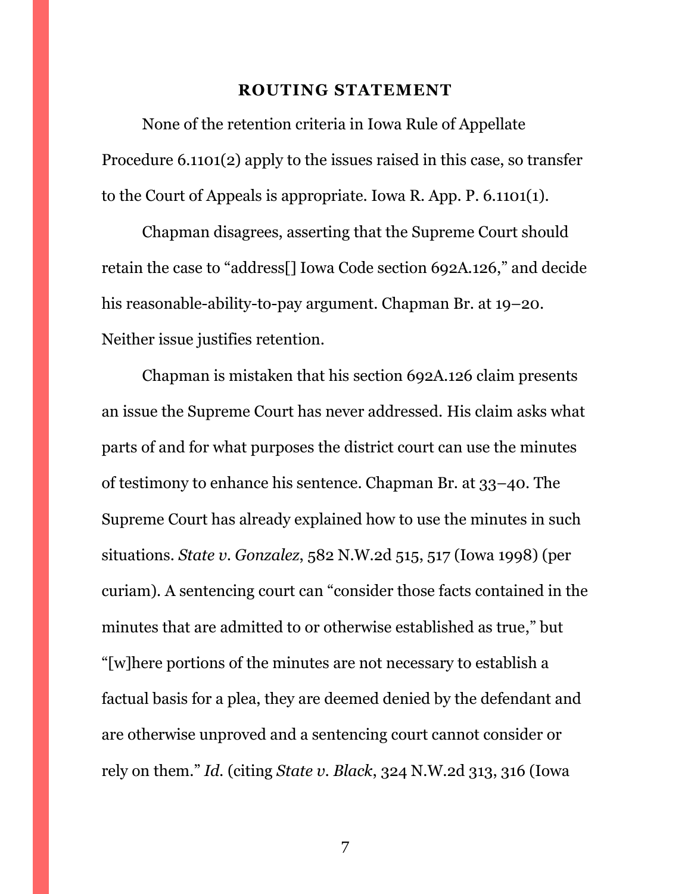## ROUTING STATEMENT

None of the retention criteria in Iowa Rule of Appellate Procedure 6.1101(2) apply to the issues raised in this case, so transfer to the Court of Appeals is appropriate. Iowa R. App. P. 6.1101(1).

Chapman disagrees, asserting that the Supreme Court should retain the case to "address[] Iowa Code section 692A.126," and decide his reasonable-ability-to-pay argument. Chapman Br. at 19–20. Neither issue justifies retention.

Chapman is mistaken that his section 692A.126 claim presents an issue the Supreme Court has never addressed. His claim asks what parts of and for what purposes the district court can use the minutes of testimony to enhance his sentence. Chapman Br. at 33–40. The Supreme Court has already explained how to use the minutes in such situations. *State v. Gonzalez*, 582 N.W.2d 515, 517 (Iowa 1998) (per curiam). A sentencing court can "consider those facts contained in the minutes that are admitted to or otherwise established as true," but "[w]here portions of the minutes are not necessary to establish a factual basis for a plea, they are deemed denied by the defendant and are otherwise unproved and a sentencing court cannot consider or rely on them." *Id.* (citing *State v. Black*, 324 N.W.2d 313, 316 (Iowa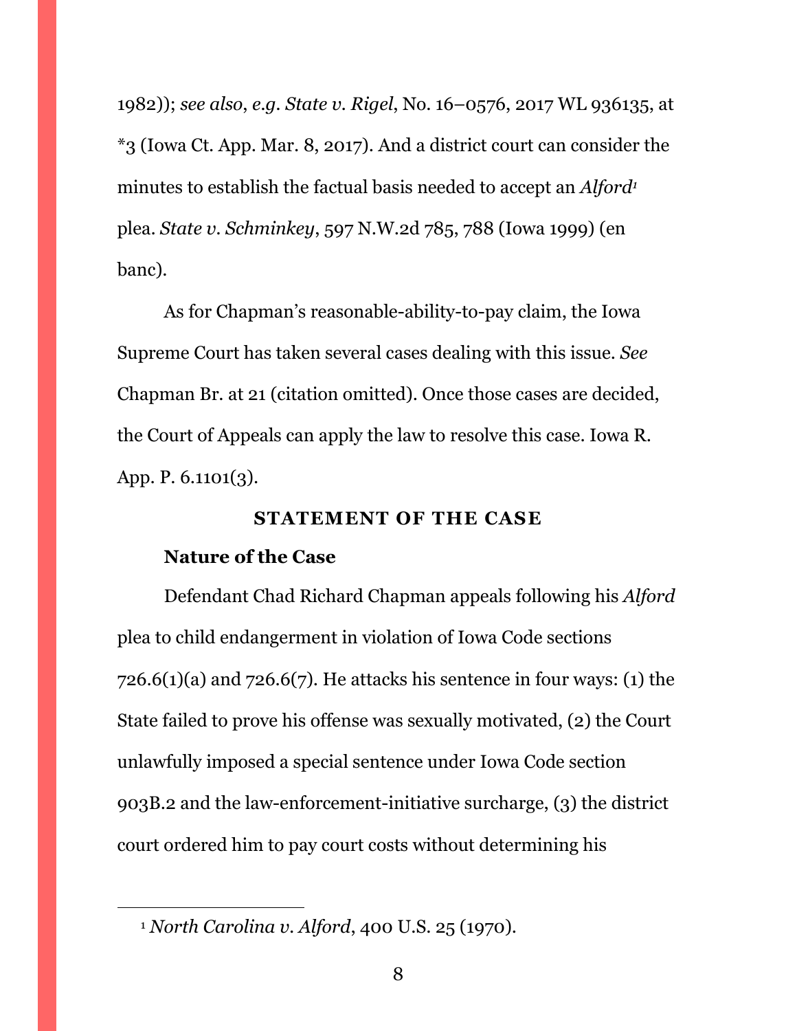1982)); *see also*, *e.g*. *State v. Rigel*, No. 16–0576, 2017 WL 936135, at *3 (Iowa Ct. App. Mar. 8, 2017). And a district court can consider the minutes to establish the factual basis needed to accept an *Alford*[1] plea. *State v. Schminkey*, 597 N.W.2d 785, 788 (Iowa 1999) (en banc).

As for Chapman's reasonable-ability-to-pay claim, the Iowa Supreme Court has taken several cases dealing with this issue. *See* Chapman Br. at 21 (citation omitted). Once those cases are decided, the Court of Appeals can apply the law to resolve this case. Iowa R. App. P. 6.1101(3).

## STATEMENT OF THE CASE

### Nature of the Case

Defendant Chad Richard Chapman appeals following his *Alford* plea to child endangerment in violation of Iowa Code sections 726.6(1)(a) and 726.6(7). He attacks his sentence in four ways: (1) the State failed to prove his offense was sexually motivated, (2) the Court unlawfully imposed a special sentence under Iowa Code section 903B.2 and the law-enforcement-initiative surcharge, (3) the district court ordered him to pay court costs without determining his

[1] *North Carolina v. Alford*, 400 U.S. 25 (1970).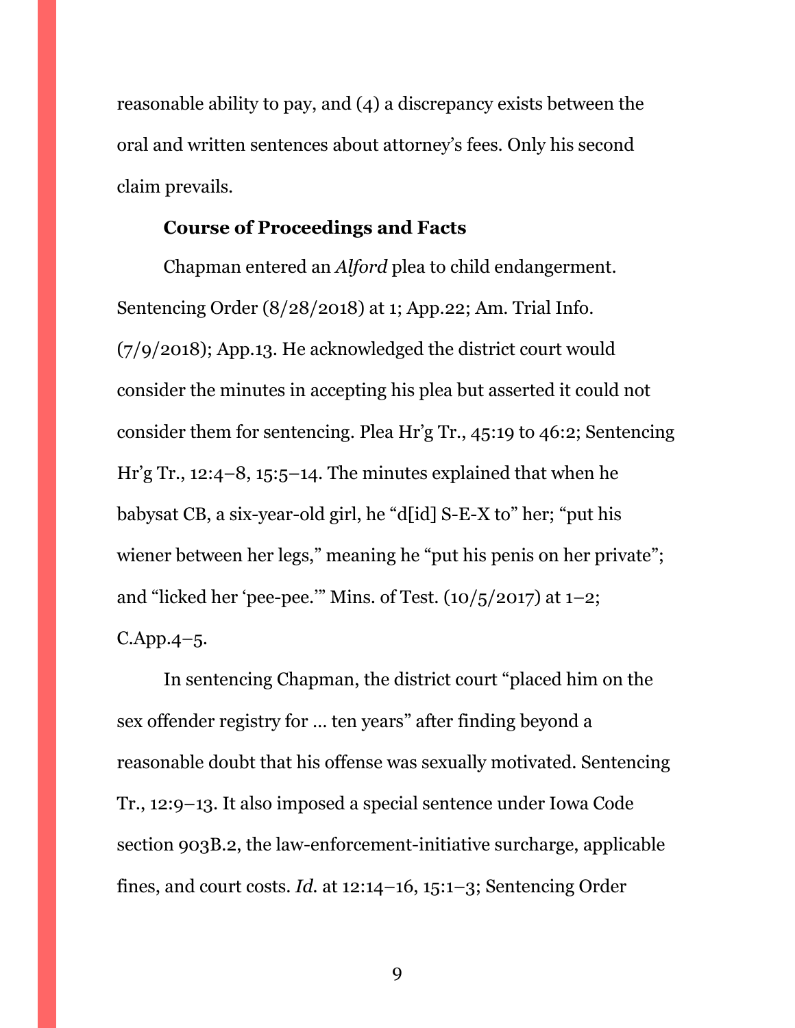reasonable ability to pay, and (4) a discrepancy exists between the oral and written sentences about attorney's fees. Only his second claim prevails.

**Course of Proceedings and Facts**

Chapman entered an *Alford* plea to child endangerment. Sentencing Order (8/28/2018) at 1; App.22; Am. Trial Info. (7/9/2018); App.13. He acknowledged the district court would consider the minutes in accepting his plea but asserted it could not consider them for sentencing. Plea Hr'g Tr., 45:19 to 46:2; Sentencing Hr'g Tr., 12:4–8, 15:5–14. The minutes explained that when he babysat CB, a six-year-old girl, he "d[id] S-E-X to" her; "put his wiener between her legs," meaning he "put his penis on her private"; and "licked her 'pee-pee.'" Mins. of Test. (10/5/2017) at 1–2; C.App.4–5.

In sentencing Chapman, the district court "placed him on the sex offender registry for … ten years" after finding beyond a reasonable doubt that his offense was sexually motivated. Sentencing Tr., 12:9–13. It also imposed a special sentence under Iowa Code section 903B.2, the law-enforcement-initiative surcharge, applicable fines, and court costs. *Id.* at 12:14–16, 15:1–3; Sentencing Order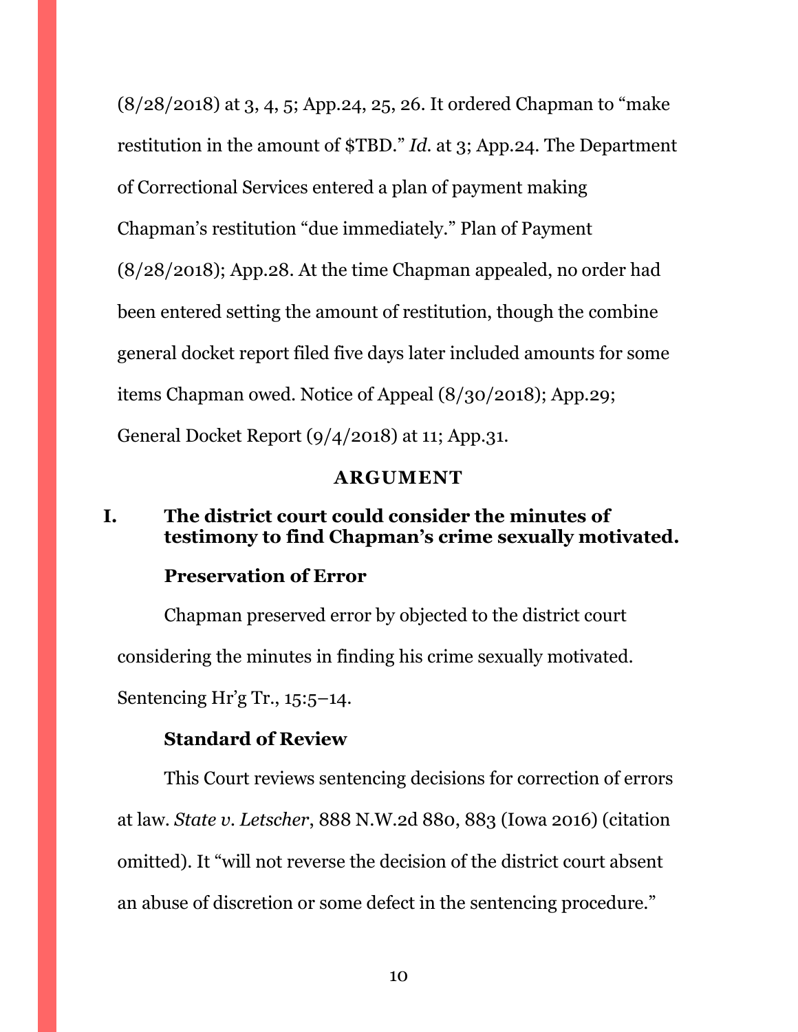(8/28/2018) at 3, 4, 5; App.24, 25, 26. It ordered Chapman to "make restitution in the amount of $TBD." *Id.* at 3; App.24. The Department of Correctional Services entered a plan of payment making Chapman's restitution "due immediately." Plan of Payment (8/28/2018); App.28. At the time Chapman appealed, no order had been entered setting the amount of restitution, though the combine general docket report filed five days later included amounts for some items Chapman owed. Notice of Appeal (8/30/2018); App.29; General Docket Report (9/4/2018) at 11; App.31.

## ARGUMENT

### I. The district court could consider the minutes of testimony to find Chapman's crime sexually motivated.

#### Preservation of Error

Chapman preserved error by objected to the district court considering the minutes in finding his crime sexually motivated. Sentencing Hr'g Tr., 15:5–14.

#### Standard of Review

This Court reviews sentencing decisions for correction of errors at law. *State v. Letscher*, 888 N.W.2d 880, 883 (Iowa 2016) (citation omitted). It "will not reverse the decision of the district court absent an abuse of discretion or some defect in the sentencing procedure."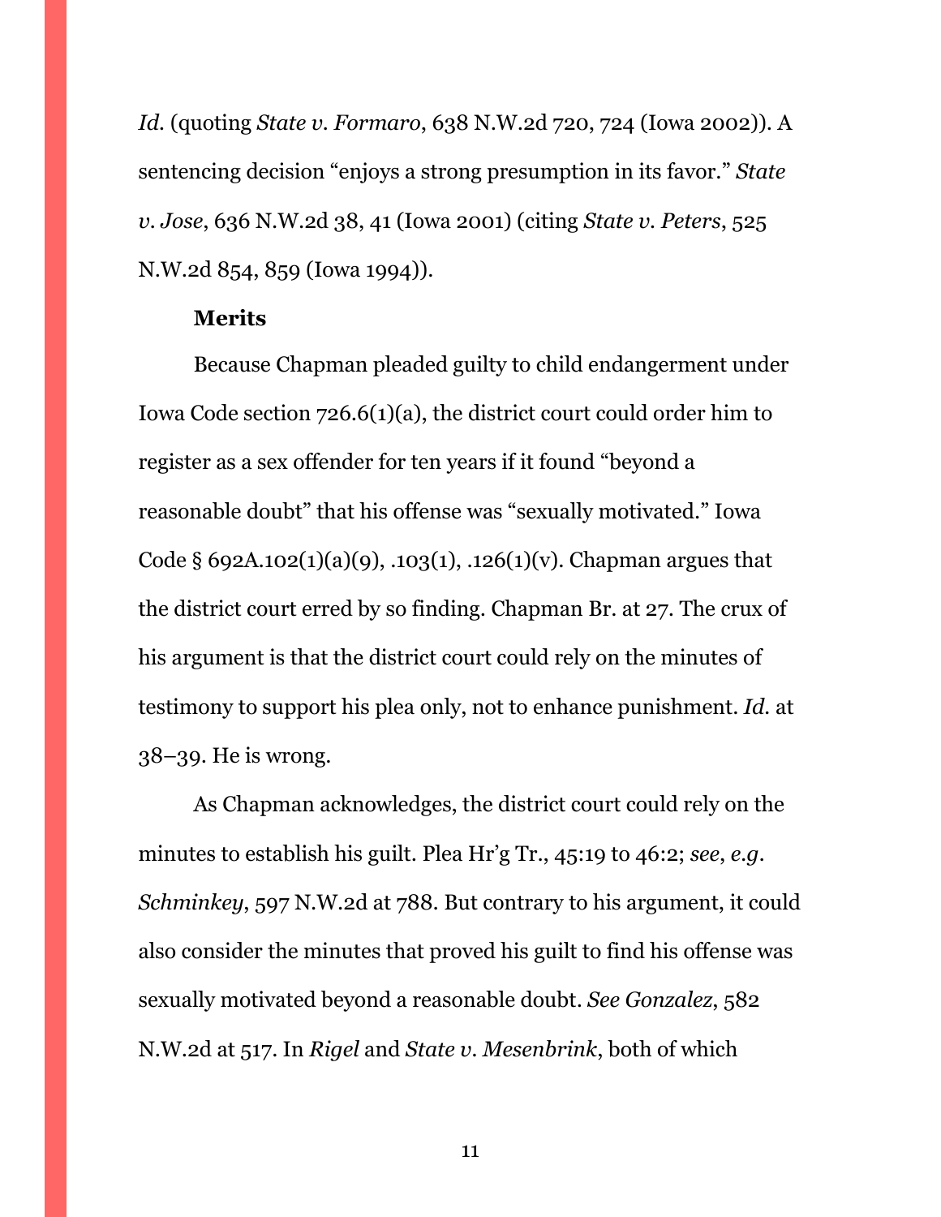*Id.* (quoting *State v. Formaro*, 638 N.W.2d 720, 724 (Iowa 2002)). A sentencing decision "enjoys a strong presumption in its favor." *State v. Jose*, 636 N.W.2d 38, 41 (Iowa 2001) (citing *State v. Peters*, 525 N.W.2d 854, 859 (Iowa 1994)).

**Merits**

Because Chapman pleaded guilty to child endangerment under Iowa Code section 726.6(1)(a), the district court could order him to register as a sex offender for ten years if it found "beyond a reasonable doubt" that his offense was "sexually motivated." Iowa Code § 692A.102(1)(a)(9), .103(1), .126(1)(v). Chapman argues that the district court erred by so finding. Chapman Br. at 27. The crux of his argument is that the district court could rely on the minutes of testimony to support his plea only, not to enhance punishment. *Id.* at 38–39. He is wrong.

As Chapman acknowledges, the district court could rely on the minutes to establish his guilt. Plea Hr'g Tr., 45:19 to 46:2; *see*, *e.g.* *Schminkey*, 597 N.W.2d at 788. But contrary to his argument, it could also consider the minutes that proved his guilt to find his offense was sexually motivated beyond a reasonable doubt. *See Gonzalez*, 582 N.W.2d at 517. In *Rigel* and *State v. Mesenbrink*, both of which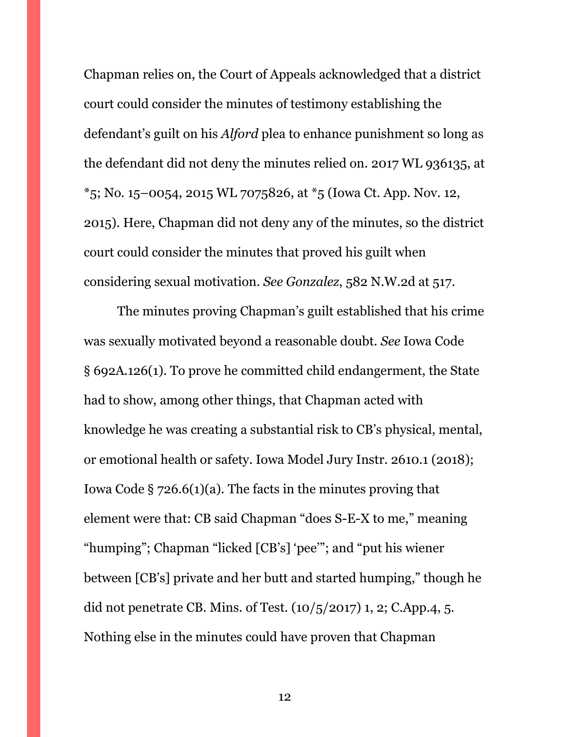Chapman relies on, the Court of Appeals acknowledged that a district court could consider the minutes of testimony establishing the defendant's guilt on his *Alford* plea to enhance punishment so long as the defendant did not deny the minutes relied on. 2017 WL 936135, at *5; No. 15–0054, 2015 WL 7075826, at *5 (Iowa Ct. App. Nov. 12, 2015). Here, Chapman did not deny any of the minutes, so the district court could consider the minutes that proved his guilt when considering sexual motivation. *See Gonzalez*, 582 N.W.2d at 517.

The minutes proving Chapman's guilt established that his crime was sexually motivated beyond a reasonable doubt. *See* Iowa Code § 692A.126(1). To prove he committed child endangerment, the State had to show, among other things, that Chapman acted with knowledge he was creating a substantial risk to CB's physical, mental, or emotional health or safety. Iowa Model Jury Instr. 2610.1 (2018); Iowa Code § 726.6(1)(a). The facts in the minutes proving that element were that: CB said Chapman "does S-E-X to me," meaning "humping"; Chapman "licked [CB's] 'pee'"; and "put his wiener between [CB's] private and her butt and started humping," though he did not penetrate CB. Mins. of Test. (10/5/2017) 1, 2; C.App.4, 5. Nothing else in the minutes could have proven that Chapman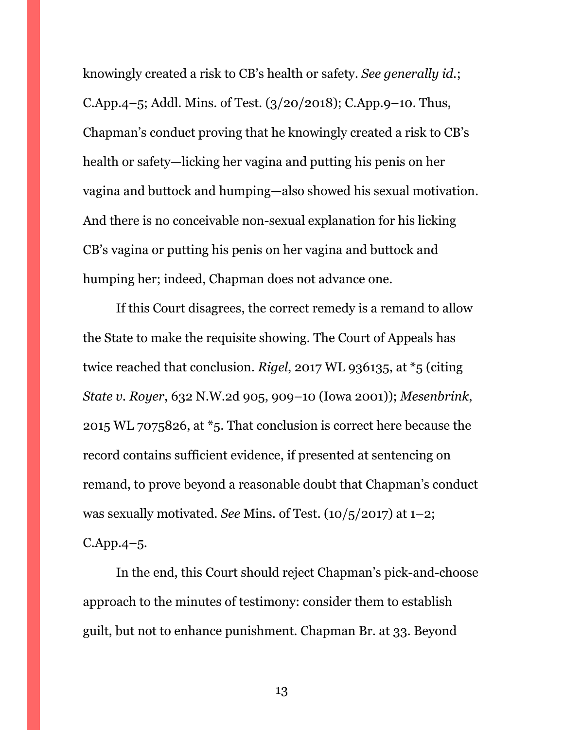knowingly created a risk to CB's health or safety. *See generally id.*; C.App.4–5; Addl. Mins. of Test. (3/20/2018); C.App.9–10. Thus, Chapman's conduct proving that he knowingly created a risk to CB's health or safety—licking her vagina and putting his penis on her vagina and buttock and humping—also showed his sexual motivation. And there is no conceivable non-sexual explanation for his licking CB's vagina or putting his penis on her vagina and buttock and humping her; indeed, Chapman does not advance one.

If this Court disagrees, the correct remedy is a remand to allow the State to make the requisite showing. The Court of Appeals has twice reached that conclusion. *Rigel*, 2017 WL 936135, at *5 (citing *State v. Royer*, 632 N.W.2d 905, 909–10 (Iowa 2001)); *Mesenbrink*, 2015 WL 7075826, at *5. That conclusion is correct here because the record contains sufficient evidence, if presented at sentencing on remand, to prove beyond a reasonable doubt that Chapman's conduct was sexually motivated. *See* Mins. of Test. (10/5/2017) at 1–2; C.App.4–5.

In the end, this Court should reject Chapman's pick-and-choose approach to the minutes of testimony: consider them to establish guilt, but not to enhance punishment. Chapman Br. at 33. Beyond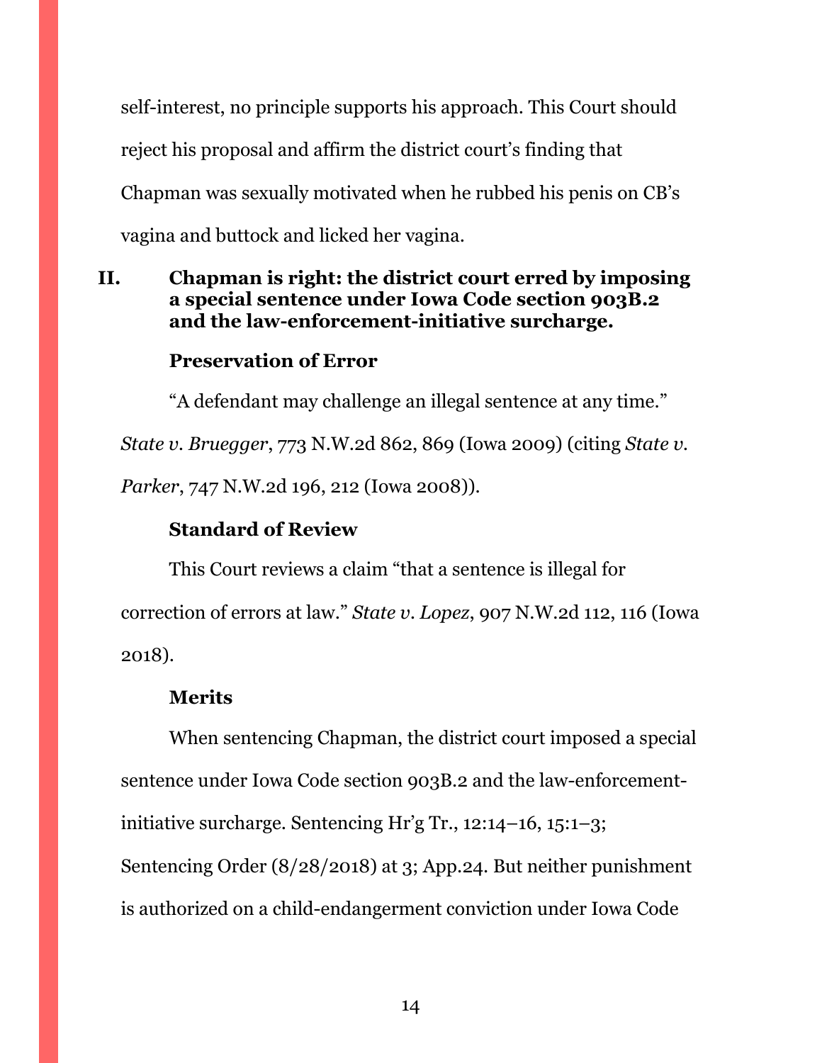self-interest, no principle supports his approach. This Court should reject his proposal and affirm the district court's finding that Chapman was sexually motivated when he rubbed his penis on CB's vagina and buttock and licked her vagina.

## II. Chapman is right: the district court erred by imposing a special sentence under Iowa Code section 903B.2 and the law-enforcement-initiative surcharge.

### Preservation of Error

"A defendant may challenge an illegal sentence at any time." *State v. Bruegger*, 773 N.W.2d 862, 869 (Iowa 2009) (citing *State v. Parker*, 747 N.W.2d 196, 212 (Iowa 2008)).

### Standard of Review

This Court reviews a claim "that a sentence is illegal for correction of errors at law." *State v. Lopez*, 907 N.W.2d 112, 116 (Iowa 2018).

### Merits

When sentencing Chapman, the district court imposed a special sentence under Iowa Code section 903B.2 and the law-enforcement-initiative surcharge. Sentencing Hr'g Tr., 12:14–16, 15:1–3; Sentencing Order (8/28/2018) at 3; App.24. But neither punishment is authorized on a child-endangerment conviction under Iowa Code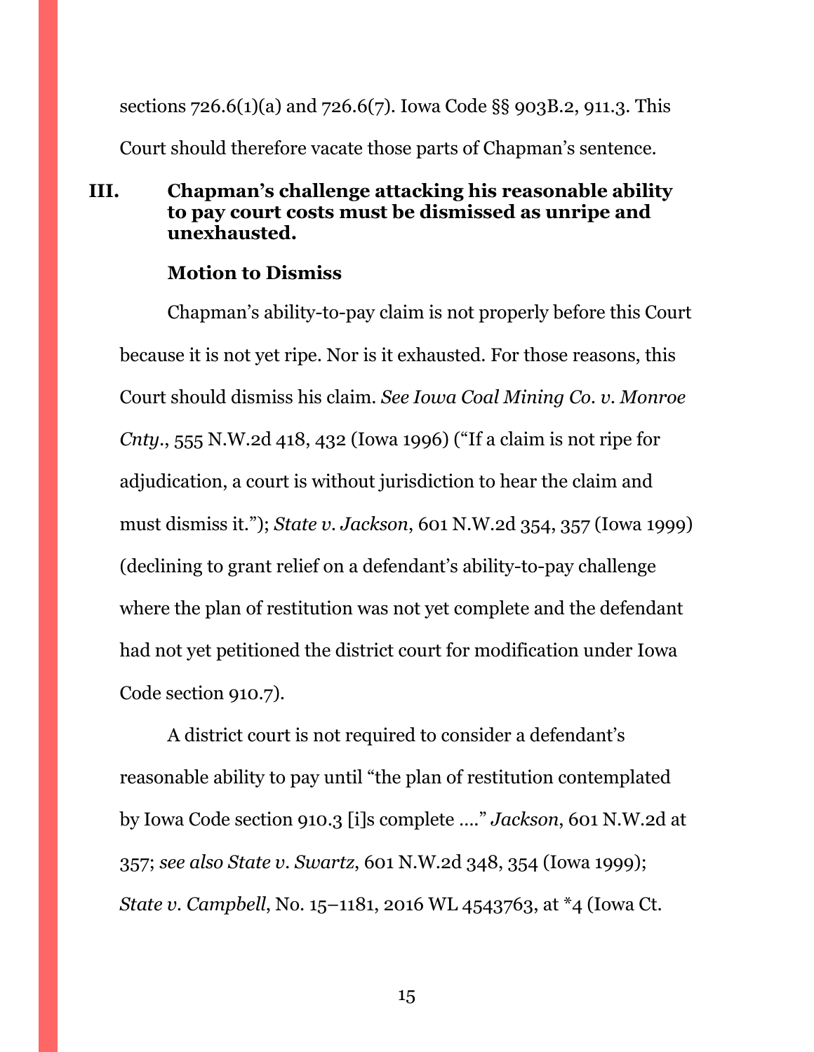sections 726.6(1)(a) and 726.6(7). Iowa Code §§ 903B.2, 911.3. This Court should therefore vacate those parts of Chapman's sentence.

## III. Chapman's challenge attacking his reasonable ability to pay court costs must be dismissed as unripe and unexhausted.

**Motion to Dismiss**

Chapman's ability-to-pay claim is not properly before this Court because it is not yet ripe. Nor is it exhausted. For those reasons, this Court should dismiss his claim. *See Iowa Coal Mining Co. v. Monroe Cnty.*, 555 N.W.2d 418, 432 (Iowa 1996) ("If a claim is not ripe for adjudication, a court is without jurisdiction to hear the claim and must dismiss it."); *State v. Jackson*, 601 N.W.2d 354, 357 (Iowa 1999) (declining to grant relief on a defendant's ability-to-pay challenge where the plan of restitution was not yet complete and the defendant had not yet petitioned the district court for modification under Iowa Code section 910.7).

A district court is not required to consider a defendant's reasonable ability to pay until "the plan of restitution contemplated by Iowa Code section 910.3 [i]s complete …." *Jackson*, 601 N.W.2d at 357; *see also State v. Swartz*, 601 N.W.2d 348, 354 (Iowa 1999); *State v. Campbell*, No. 15–1181, 2016 WL 4543763, at *4 (Iowa Ct.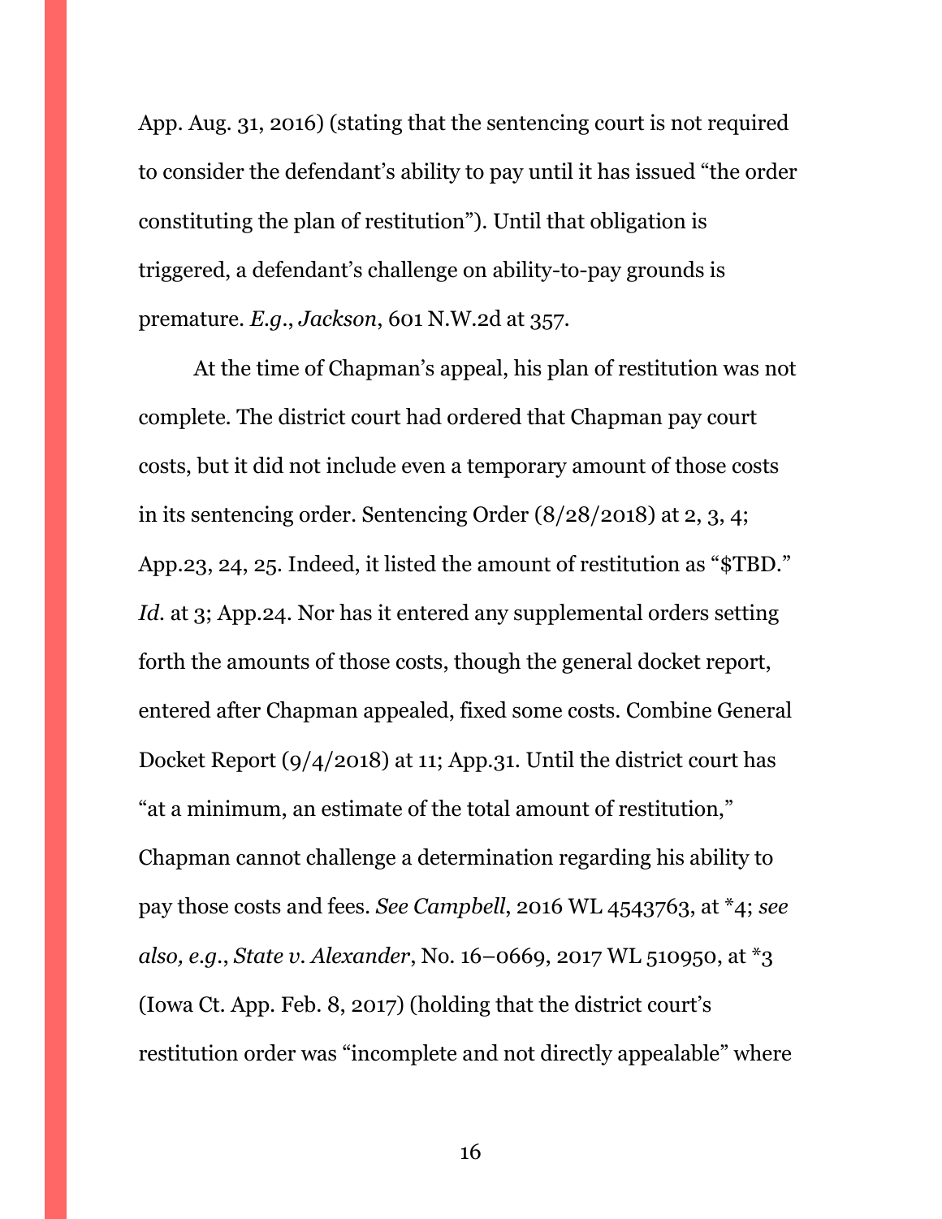App. Aug. 31, 2016) (stating that the sentencing court is not required to consider the defendant's ability to pay until it has issued "the order constituting the plan of restitution"). Until that obligation is triggered, a defendant's challenge on ability-to-pay grounds is premature. *E.g.*, *Jackson*, 601 N.W.2d at 357.

At the time of Chapman's appeal, his plan of restitution was not complete. The district court had ordered that Chapman pay court costs, but it did not include even a temporary amount of those costs in its sentencing order. Sentencing Order (8/28/2018) at 2, 3, 4; App.23, 24, 25. Indeed, it listed the amount of restitution as "$TBD." *Id.* at 3; App.24. Nor has it entered any supplemental orders setting forth the amounts of those costs, though the general docket report, entered after Chapman appealed, fixed some costs. Combine General Docket Report (9/4/2018) at 11; App.31. Until the district court has "at a minimum, an estimate of the total amount of restitution," Chapman cannot challenge a determination regarding his ability to pay those costs and fees. *See Campbell*, 2016 WL 4543763, at *4; *see also, e.g.*, *State v. Alexander*, No. 16–0669, 2017 WL 510950, at *3 (Iowa Ct. App. Feb. 8, 2017) (holding that the district court's restitution order was "incomplete and not directly appealable" where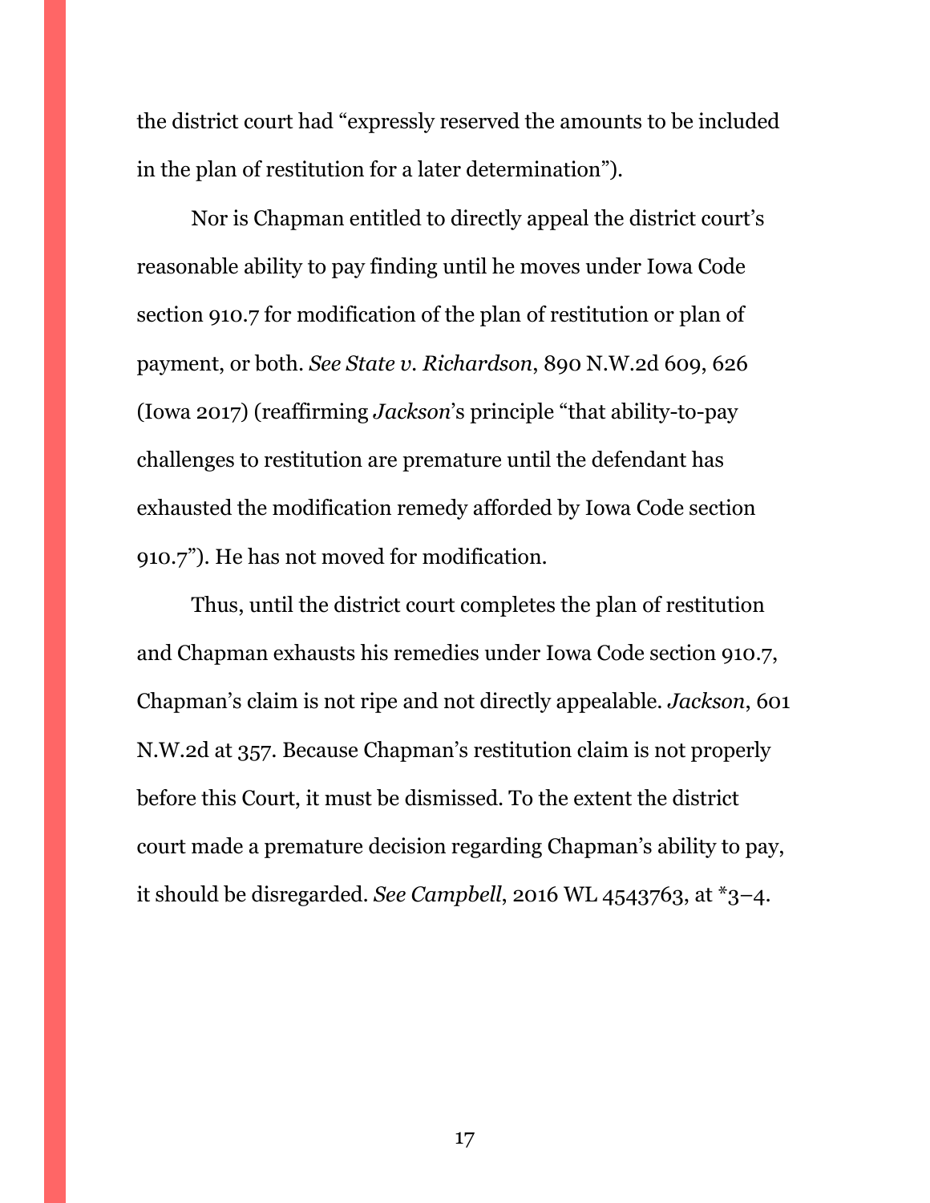the district court had "expressly reserved the amounts to be included in the plan of restitution for a later determination").

Nor is Chapman entitled to directly appeal the district court's reasonable ability to pay finding until he moves under Iowa Code section 910.7 for modification of the plan of restitution or plan of payment, or both. *See State v. Richardson*, 890 N.W.2d 609, 626 (Iowa 2017) (reaffirming *Jackson*'s principle "that ability-to-pay challenges to restitution are premature until the defendant has exhausted the modification remedy afforded by Iowa Code section 910.7"). He has not moved for modification.

Thus, until the district court completes the plan of restitution and Chapman exhausts his remedies under Iowa Code section 910.7, Chapman's claim is not ripe and not directly appealable. *Jackson*, 601 N.W.2d at 357. Because Chapman's restitution claim is not properly before this Court, it must be dismissed. To the extent the district court made a premature decision regarding Chapman's ability to pay, it should be disregarded. *See Campbell*, 2016 WL 4543763, at *3–4.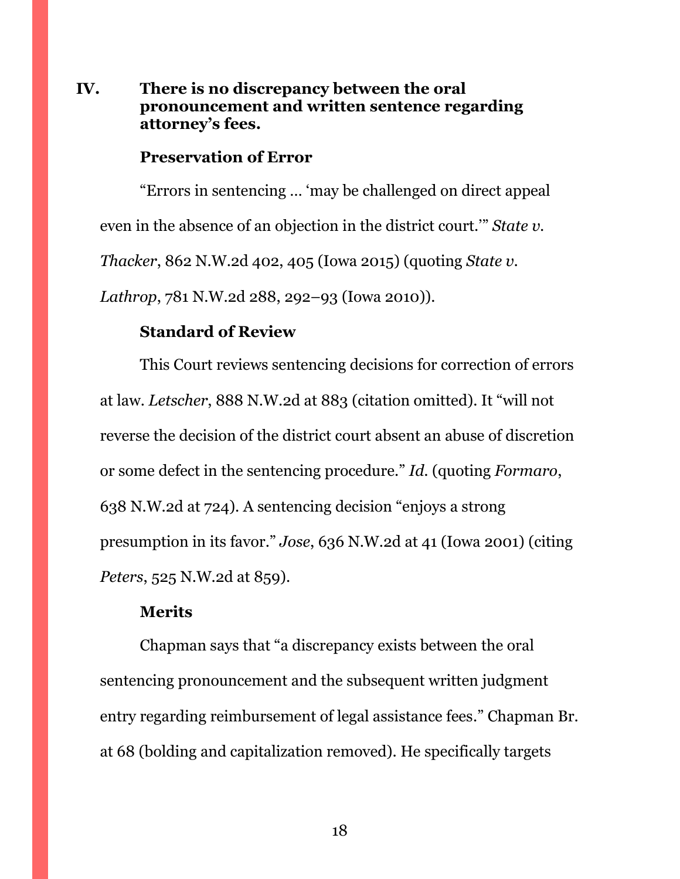## IV. There is no discrepancy between the oral pronouncement and written sentence regarding attorney's fees.

### Preservation of Error

"Errors in sentencing … 'may be challenged on direct appeal even in the absence of an objection in the district court.'" *State v. Thacker*, 862 N.W.2d 402, 405 (Iowa 2015) (quoting *State v. Lathrop*, 781 N.W.2d 288, 292–93 (Iowa 2010)).

### Standard of Review

This Court reviews sentencing decisions for correction of errors at law. *Letscher*, 888 N.W.2d at 883 (citation omitted). It "will not reverse the decision of the district court absent an abuse of discretion or some defect in the sentencing procedure." *Id.* (quoting *Formaro*, 638 N.W.2d at 724). A sentencing decision "enjoys a strong presumption in its favor." *Jose*, 636 N.W.2d at 41 (Iowa 2001) (citing *Peters*, 525 N.W.2d at 859).

### Merits

Chapman says that "a discrepancy exists between the oral sentencing pronouncement and the subsequent written judgment entry regarding reimbursement of legal assistance fees." Chapman Br. at 68 (bolding and capitalization removed). He specifically targets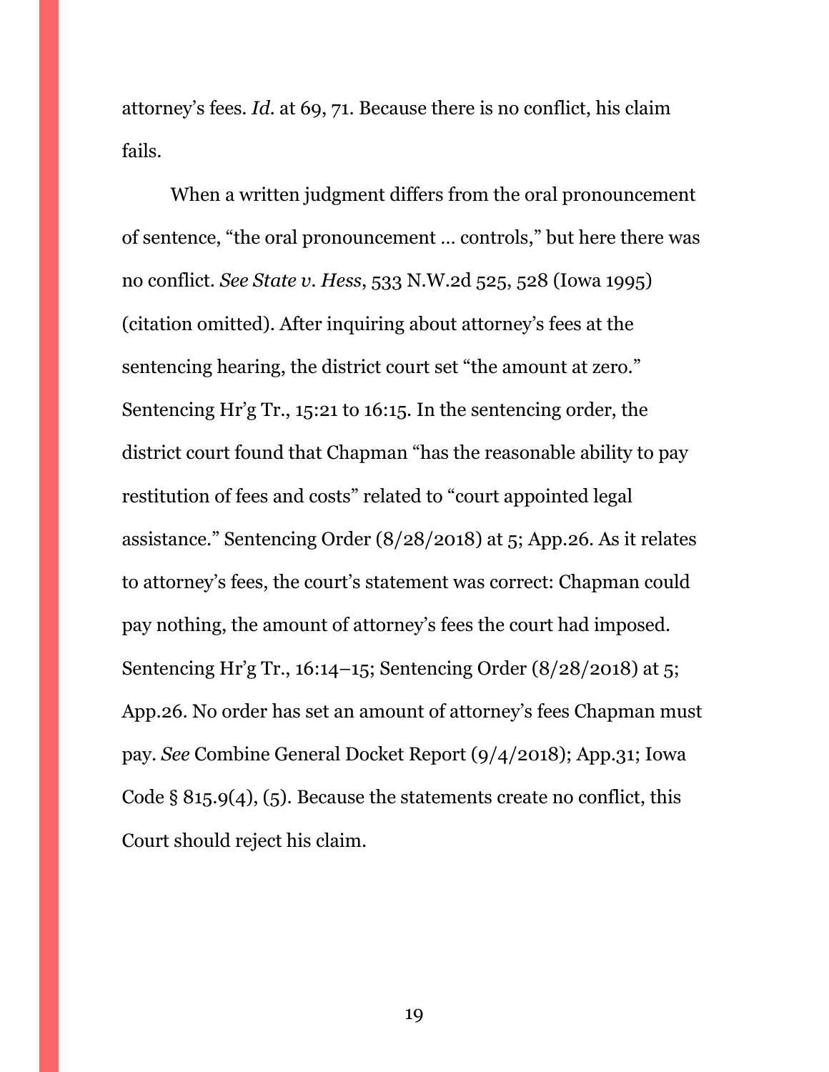attorney's fees. *Id.* at 69, 71. Because there is no conflict, his claim fails.

When a written judgment differs from the oral pronouncement of sentence, "the oral pronouncement … controls," but here there was no conflict. *See State v. Hess*, 533 N.W.2d 525, 528 (Iowa 1995) (citation omitted). After inquiring about attorney's fees at the sentencing hearing, the district court set "the amount at zero." Sentencing Hr'g Tr., 15:21 to 16:15. In the sentencing order, the district court found that Chapman "has the reasonable ability to pay restitution of fees and costs" related to "court appointed legal assistance." Sentencing Order (8/28/2018) at 5; App.26. As it relates to attorney's fees, the court's statement was correct: Chapman could pay nothing, the amount of attorney's fees the court had imposed. Sentencing Hr'g Tr., 16:14–15; Sentencing Order (8/28/2018) at 5; App.26. No order has set an amount of attorney's fees Chapman must pay. *See* Combine General Docket Report (9/4/2018); App.31; Iowa Code § 815.9(4), (5). Because the statements create no conflict, this Court should reject his claim.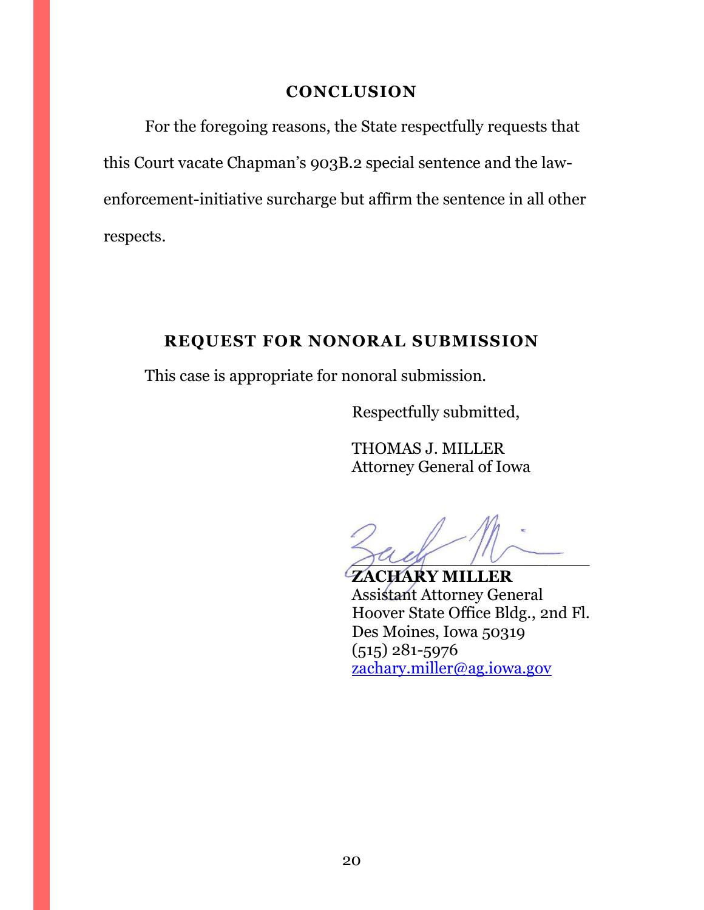## CONCLUSION

For the foregoing reasons, the State respectfully requests that this Court vacate Chapman's 903B.2 special sentence and the law-enforcement-initiative surcharge but affirm the sentence in all other respects.

## REQUEST FOR NONORAL SUBMISSION

This case is appropriate for nonoral submission.

Respectfully submitted,

THOMAS J. MILLER
Attorney General of Iowa

**ZACHARY MILLER**
Assistant Attorney General
Hoover State Office Bldg., 2nd Fl.
Des Moines, Iowa 50319
(515) 281-5976
zachary.miller@ag.iowa.gov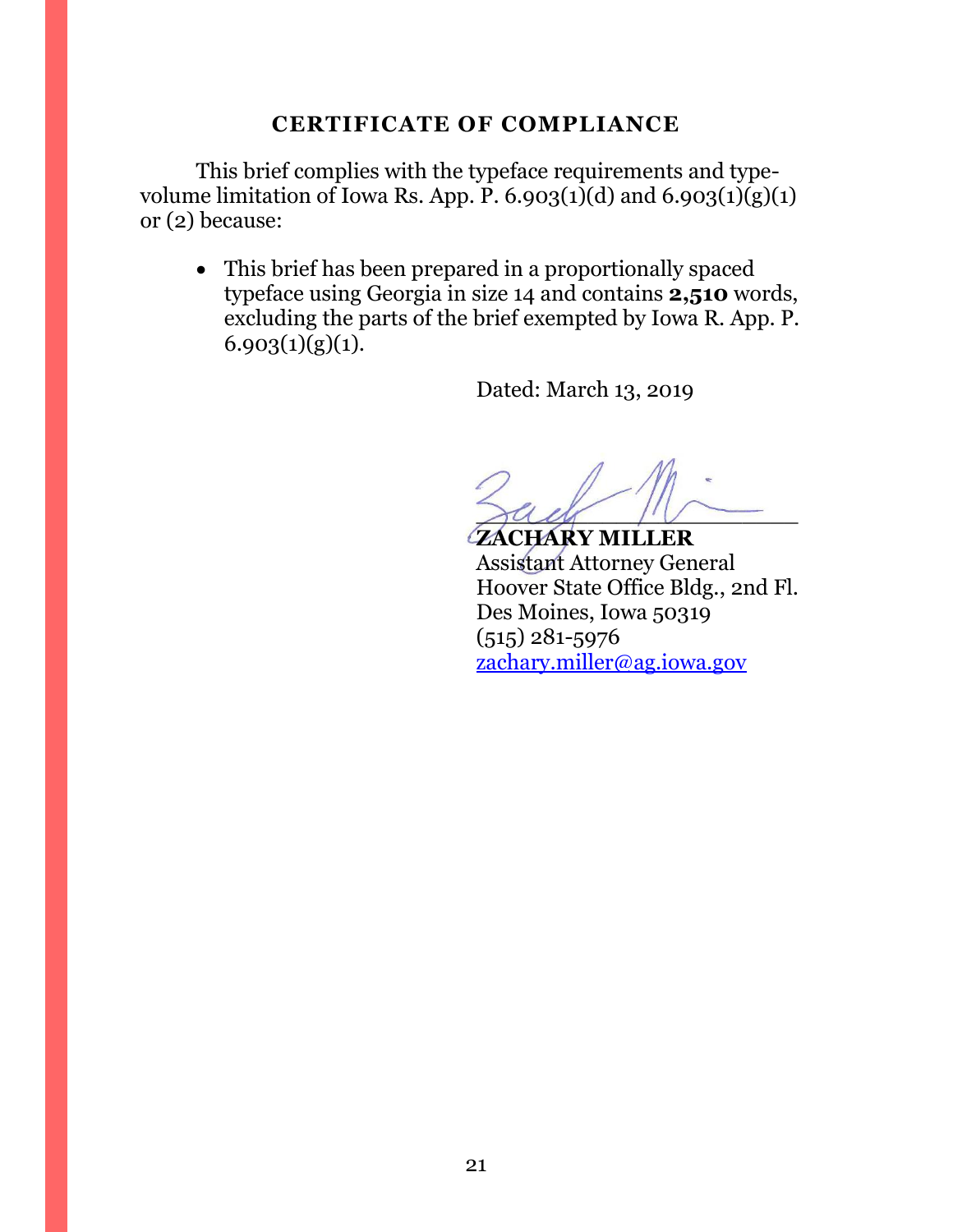## CERTIFICATE OF COMPLIANCE

This brief complies with the typeface requirements and type-volume limitation of Iowa Rs. App. P. 6.903(1)(d) and 6.903(1)(g)(1) or (2) because:

- This brief has been prepared in a proportionally spaced typeface using Georgia in size 14 and contains **2,510** words, excluding the parts of the brief exempted by Iowa R. App. P. 6.903(1)(g)(1).

Dated: March 13, 2019

\_\_\_\_\_\_\_\_\_\_\_\_\_\_\_\_\_\_\_\_\_\_\_\_\_\_
**ZACHARY MILLER**
Assistant Attorney General
Hoover State Office Bldg., 2nd Fl.
Des Moines, Iowa 50319
(515) 281-5976
zachary.miller@ag.iowa.gov